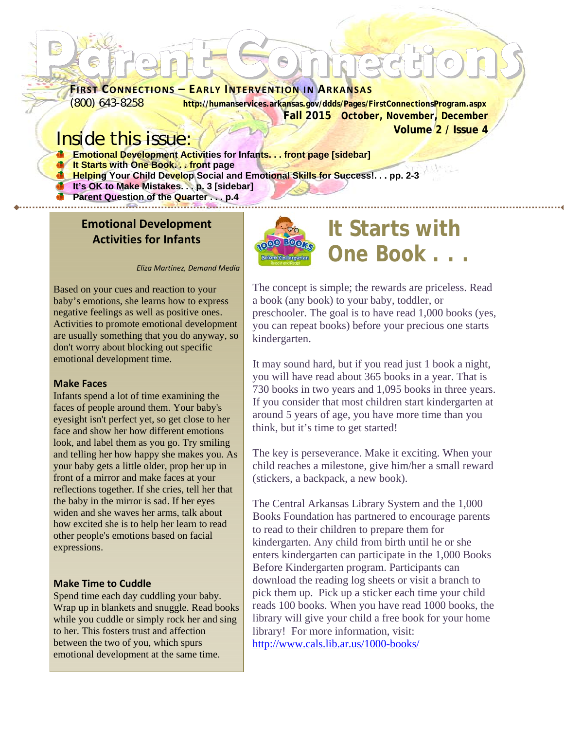# Parent Connections

**FIRST CONNECTIONS – EARLY INTERVENTION IN ARKANSAS**

(800) 643-8258 **http://humanservices.arkansas.gov/ddds/Pages/FirstConnectionsProgram.aspx**

**Fall 2015 October, November, December**

**Volume 2 / Issue 4**

## Inside this issue:

- **Emotional Development Activities for Infants. . . front page [sidebar]**
- **It Starts with One Book. . . front page**
- **Helping Your Child Develop Social and Emotional Skills for Success!. . . pp. 2-3**
- **It's OK to Make Mistakes. . . p. 3 [sidebar]**
- **Parent Question of the Quarter . . . p.4**

## Emotional Development Activities for Infants

*Eliza Martinez, Demand Media*

Based on your cues and reaction to your baby's emotions, she learns how to express negative feelings as well as positive ones. Activities to promote emotional development are usually something that you do anyway, so don't worry about blocking out specific emotional development time.

### Make Faces

Infants spend a lot of time examining the faces of people around them. Your baby's eyesight isn't perfect yet, so get close to her face and show her how different emotions look, and label them as you go. Try smiling and telling her how happy she makes you. As your baby gets a little older, prop her up in front of a mirror and make faces at your reflections together. If she cries, tell her that the baby in the mirror is sad. If her eyes widen and she waves her arms, talk about how excited she is to help her learn to read other people's emotions based on facial expressions.

### Make Time to Cuddle

Spend time each day cuddling your baby. Wrap up in blankets and snuggle. Read books while you cuddle or simply rock her and sing to her. This fosters trust and affection between the two of you, which spurs emotional development at the same time.

## It Starts with One Book . . .

The concept is simple; the rewards are priceless. Read a book (any book) to your baby, toddler, or preschooler. The goal is to have read 1,000 books (yes, you can repeat books) before your precious one starts kindergarten.

It may sound hard, but if you read just 1 book a night, you will have read about 365 books in a year. That is 730 books in two years and 1,095 books in three years. If you consider that most children start kindergarten at around 5 years of age, you have more time than you think, but it's time to get started!

The key is perseverance. Make it exciting. When your child reaches a milestone, give him/her a small reward (stickers, a backpack, a new book).

The Central Arkansas Library System and the 1,000 Books Foundation has partnered to encourage parents to read to their children to prepare them for kindergarten. Any child from birth until he or she enters kindergarten can participate in the 1,000 Books Before Kindergarten program. Participants can download the reading log sheets or visit a branch to pick them up. Pick up a sticker each time your child reads 100 books. When you have read 1000 books, the library will give your child a free book for your home library! For more information, visit: http://www.cals.lib.ar.us/1000-books/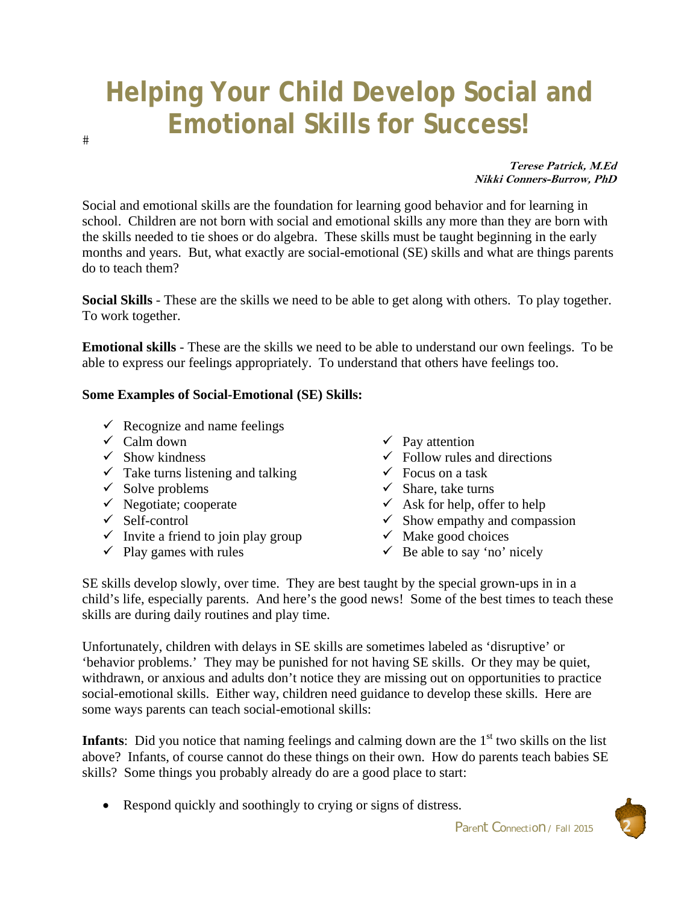# Helping Your Child Develop Social and Emotional Skills for Success!

#

***Terese Patrick, M.Ed***
***Nikki Conners-Burrow, PhD***

Social and emotional skills are the foundation for learning good behavior and for learning in school. Children are not born with social and emotional skills any more than they are born with the skills needed to tie shoes or do algebra. These skills must be taught beginning in the early months and years. But, what exactly are social-emotional (SE) skills and what are things parents do to teach them?

**Social Skills** - These are the skills we need to be able to get along with others. To play together. To work together.

**Emotional skills** - These are the skills we need to be able to understand our own feelings. To be able to express our feelings appropriately. To understand that others have feelings too.

**Some Examples of Social-Emotional (SE) Skills:**

- ✓ Recognize and name feelings
- ✓ Calm down
- ✓ Show kindness
- ✓ Take turns listening and talking
- ✓ Solve problems
- ✓ Negotiate; cooperate
- ✓ Self-control
- ✓ Invite a friend to join play group
- ✓ Play games with rules
- ✓ Pay attention
- ✓ Follow rules and directions
- ✓ Focus on a task
- ✓ Share, take turns
- ✓ Ask for help, offer to help
- ✓ Show empathy and compassion
- ✓ Make good choices
- ✓ Be able to say 'no' nicely

SE skills develop slowly, over time. They are best taught by the special grown-ups in in a child's life, especially parents. And here's the good news! Some of the best times to teach these skills are during daily routines and play time.

Unfortunately, children with delays in SE skills are sometimes labeled as 'disruptive' or 'behavior problems.' They may be punished for not having SE skills. Or they may be quiet, withdrawn, or anxious and adults don't notice they are missing out on opportunities to practice social-emotional skills. Either way, children need guidance to develop these skills. Here are some ways parents can teach social-emotional skills:

**Infants**: Did you notice that naming feelings and calming down are the 1st two skills on the list above? Infants, of course cannot do these things on their own. How do parents teach babies SE skills? Some things you probably already do are a good place to start:

- Respond quickly and soothingly to crying or signs of distress.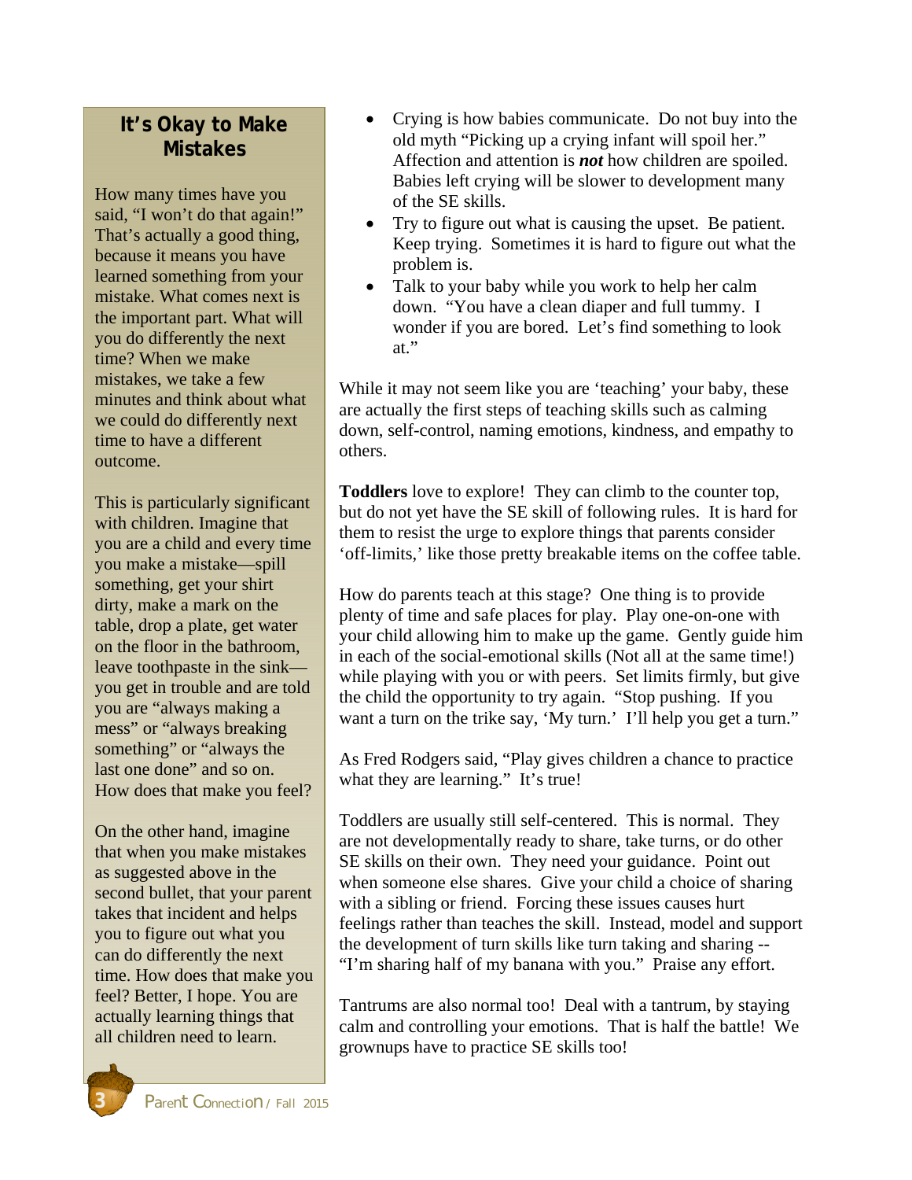## It's Okay to Make Mistakes

How many times have you said, "I won't do that again!" That's actually a good thing, because it means you have learned something from your mistake. What comes next is the important part. What will you do differently the next time? When we make mistakes, we take a few minutes and think about what we could do differently next time to have a different outcome.

This is particularly significant with children. Imagine that you are a child and every time you make a mistake—spill something, get your shirt dirty, make a mark on the table, drop a plate, get water on the floor in the bathroom, leave toothpaste in the sink—you get in trouble and are told you are "always making a mess" or "always breaking something" or "always the last one done" and so on. How does that make you feel?

On the other hand, imagine that when you make mistakes as suggested above in the second bullet, that your parent takes that incident and helps you to figure out what you can do differently the next time. How does that make you feel? Better, I hope. You are actually learning things that all children need to learn.

- Crying is how babies communicate. Do not buy into the old myth "Picking up a crying infant will spoil her." Affection and attention is ***not*** how children are spoiled. Babies left crying will be slower to development many of the SE skills.
- Try to figure out what is causing the upset. Be patient. Keep trying. Sometimes it is hard to figure out what the problem is.
- Talk to your baby while you work to help her calm down. "You have a clean diaper and full tummy. I wonder if you are bored. Let's find something to look at."

While it may not seem like you are 'teaching' your baby, these are actually the first steps of teaching skills such as calming down, self-control, naming emotions, kindness, and empathy to others.

**Toddlers** love to explore! They can climb to the counter top, but do not yet have the SE skill of following rules. It is hard for them to resist the urge to explore things that parents consider 'off-limits,' like those pretty breakable items on the coffee table.

How do parents teach at this stage? One thing is to provide plenty of time and safe places for play. Play one-on-one with your child allowing him to make up the game. Gently guide him in each of the social-emotional skills (Not all at the same time!) while playing with you or with peers. Set limits firmly, but give the child the opportunity to try again. "Stop pushing. If you want a turn on the trike say, 'My turn.' I'll help you get a turn."

As Fred Rodgers said, "Play gives children a chance to practice what they are learning." It's true!

Toddlers are usually still self-centered. This is normal. They are not developmentally ready to share, take turns, or do other SE skills on their own. They need your guidance. Point out when someone else shares. Give your child a choice of sharing with a sibling or friend. Forcing these issues causes hurt feelings rather than teaches the skill. Instead, model and support the development of turn skills like turn taking and sharing -- "I'm sharing half of my banana with you." Praise any effort.

Tantrums are also normal too! Deal with a tantrum, by staying calm and controlling your emotions. That is half the battle! We grownups have to practice SE skills too!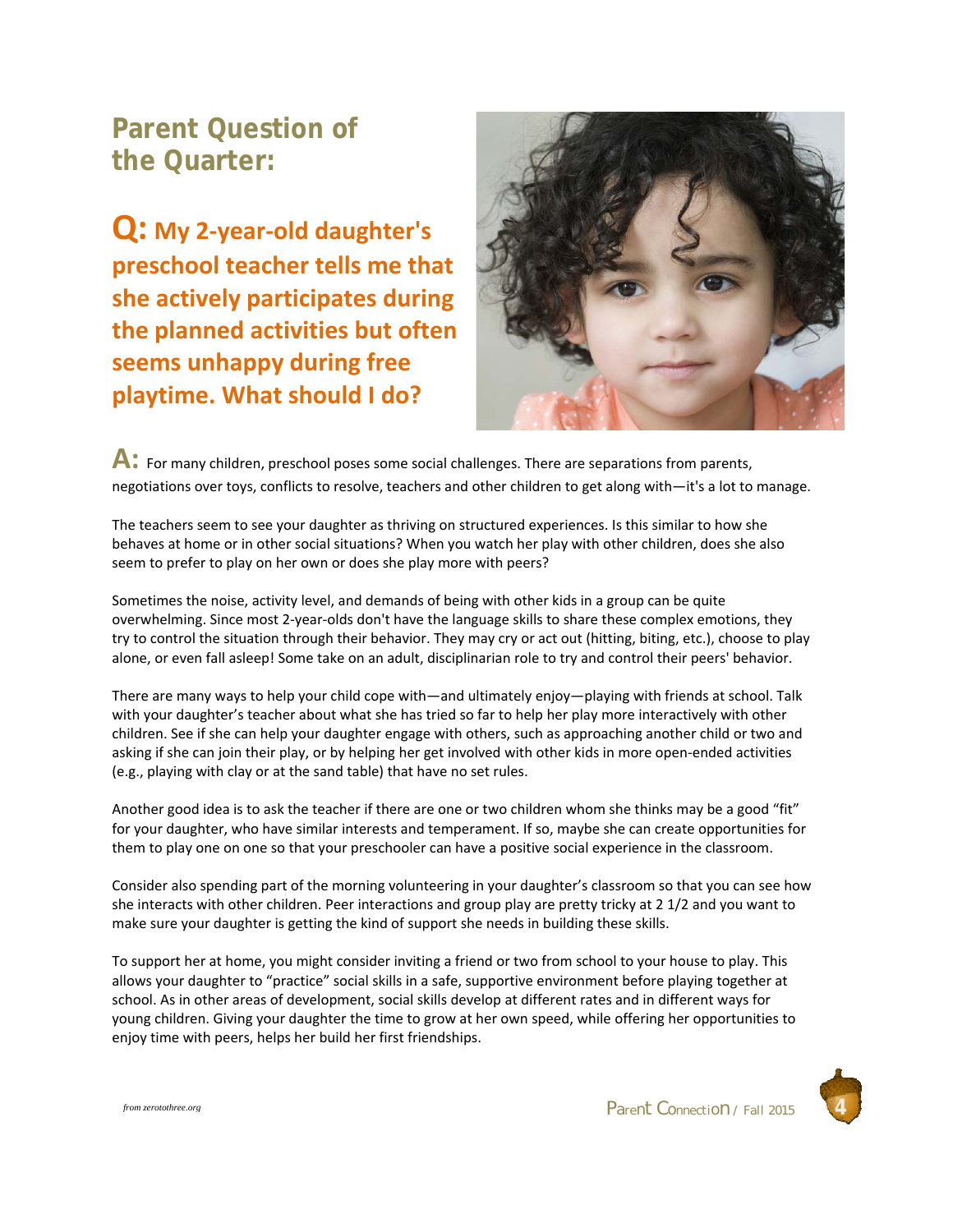## Parent Question of the Quarter:

**Q: My 2-year-old daughter's preschool teacher tells me that she actively participates during the planned activities but often seems unhappy during free playtime. What should I do?**

**A:** For many children, preschool poses some social challenges. There are separations from parents, negotiations over toys, conflicts to resolve, teachers and other children to get along with—it's a lot to manage.

The teachers seem to see your daughter as thriving on structured experiences. Is this similar to how she behaves at home or in other social situations? When you watch her play with other children, does she also seem to prefer to play on her own or does she play more with peers?

Sometimes the noise, activity level, and demands of being with other kids in a group can be quite overwhelming. Since most 2-year-olds don't have the language skills to share these complex emotions, they try to control the situation through their behavior. They may cry or act out (hitting, biting, etc.), choose to play alone, or even fall asleep! Some take on an adult, disciplinarian role to try and control their peers' behavior.

There are many ways to help your child cope with—and ultimately enjoy—playing with friends at school. Talk with your daughter's teacher about what she has tried so far to help her play more interactively with other children. See if she can help your daughter engage with others, such as approaching another child or two and asking if she can join their play, or by helping her get involved with other kids in more open-ended activities (e.g., playing with clay or at the sand table) that have no set rules.

Another good idea is to ask the teacher if there are one or two children whom she thinks may be a good "fit" for your daughter, who have similar interests and temperament. If so, maybe she can create opportunities for them to play one on one so that your preschooler can have a positive social experience in the classroom.

Consider also spending part of the morning volunteering in your daughter's classroom so that you can see how she interacts with other children. Peer interactions and group play are pretty tricky at 2 1/2 and you want to make sure your daughter is getting the kind of support she needs in building these skills.

To support her at home, you might consider inviting a friend or two from school to your house to play. This allows your daughter to "practice" social skills in a safe, supportive environment before playing together at school. As in other areas of development, social skills develop at different rates and in different ways for young children. Giving your daughter the time to grow at her own speed, while offering her opportunities to enjoy time with peers, helps her build her first friendships.

*from zerotothree.org*